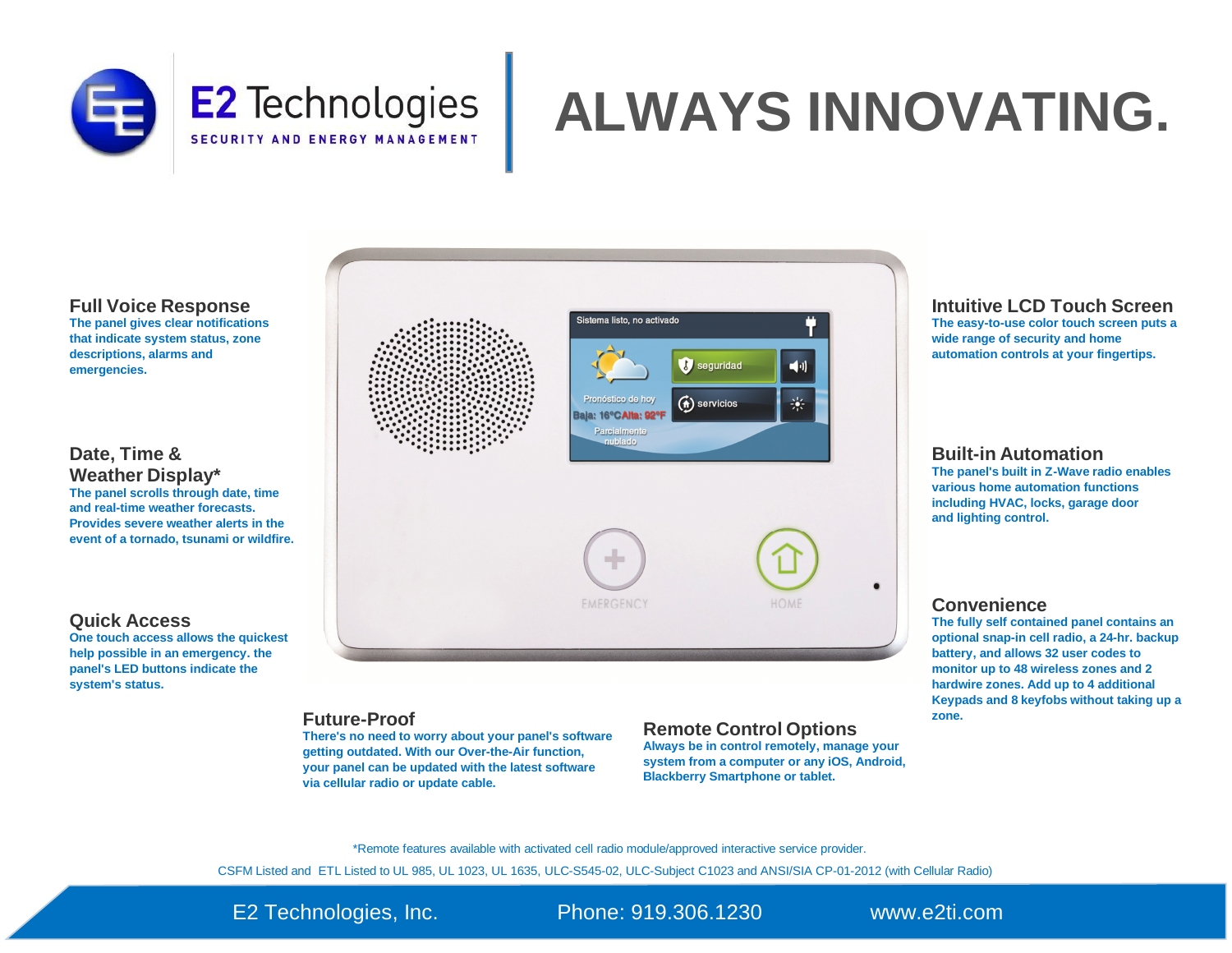E2 Technologies

SECURITY AND ENERGY MANAGEMENT

# ALWAYS INNOVATING.

### Full Voice Response

**The panel gives clear notifications that indicate system status, zone descriptions, alarms and emergencies.**

### Date, Time & Weather Display*

**The panel scrolls through date, time and real-time weather forecasts. Provides severe weather alerts in the event of a tornado, tsunami or wildfire.**

### Quick Access

**One touch access allows the quickest help possible in an emergency. the panel's LED buttons indicate the system's status.**

### Intuitive LCD Touch Screen

**The easy-to-use color touch screen puts a wide range of security and home automation controls at your fingertips.**

### Built-in Automation

**The panel's built in Z-Wave radio enables various home automation functions including HVAC, locks, garage door and lighting control.**

### Convenience

**The fully self contained panel contains an optional snap-in cell radio, a 24-hr. backup battery, and allows 32 user codes to monitor up to 48 wireless zones and 2 hardwire zones. Add up to 4 additional Keypads and 8 keyfobs without taking up a zone.**

### Future-Proof

**There's no need to worry about your panel's software getting outdated. With our Over-the-Air function, your panel can be updated with the latest software via cellular radio or update cable.**

### Remote Control Options

**Always be in control remotely, manage your system from a computer or any iOS, Android, Blackberry Smartphone or tablet.**

*Remote features available with activated cell radio module/approved interactive service provider.

CSFM Listed and ETL Listed to UL 985, UL 1023, UL 1635, ULC-S545-02, ULC-Subject C1023 and ANSI/SIA CP-01-2012 (with Cellular Radio)

E2 Technologies, Inc. Phone: 919.306.1230 www.e2ti.com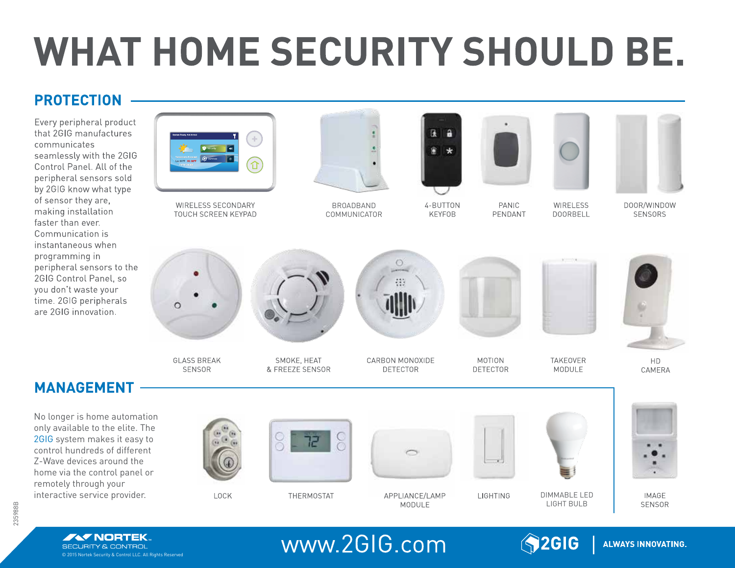# WHAT HOME SECURITY SHOULD BE.

## PROTECTION

Every peripheral product that 2GIG manufactures communicates seamlessly with the 2GIG Control Panel. All of the peripheral sensors sold by 2GIG know what type of sensor they are, making installation faster than ever. Communication is instantaneous when programming in peripheral sensors to the 2GIG Control Panel, so you don't waste your time. 2GIG peripherals are 2GIG innovation.

WIRELESS SECONDARY TOUCH SCREEN KEYPAD

BROADBAND COMMUNICATOR

4-BUTTON KEYFOB

PANIC PENDANT

WIRELESS DOORBELL

DOOR/WINDOW SENSORS

GLASS BREAK SENSOR

SMOKE, HEAT & FREEZE SENSOR

CARBON MONOXIDE DETECTOR

MOTION DETECTOR

TAKEOVER MODULE

HD CAMERA

## MANAGEMENT

No longer is home automation only available to the elite. The 2GIG system makes it easy to control hundreds of different Z-Wave devices around the home via the control panel or remotely through your interactive service provider.

LOCK

THERMOSTAT

APPLIANCE/LAMP MODULE

LIGHTING

DIMMABLE LED LIGHT BULB

IMAGE SENSOR

235988B

NORTEK SECURITY & CONTROL

© 2015 Nortek Security & Control LLC. All Rights Reserved

www.2GIG.com

2GIG | ALWAYS INNOVATING.